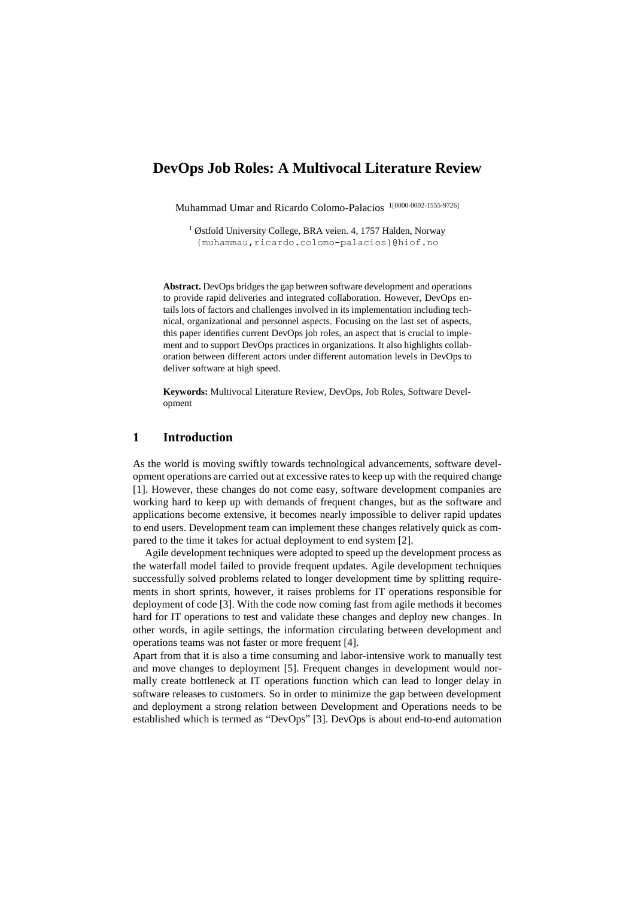# DevOps Job Roles: A Multivocal Literature Review

Muhammad Umar and Ricardo Colomo-Palacios [1[0000-0002-1555-9726]]

[1] Østfold University College, BRA veien. 4, 1757 Halden, Norway
{muhammau,ricardo.colomo-palacios}@hiof.no

**Abstract.** DevOps bridges the gap between software development and operations to provide rapid deliveries and integrated collaboration. However, DevOps entails lots of factors and challenges involved in its implementation including technical, organizational and personnel aspects. Focusing on the last set of aspects, this paper identifies current DevOps job roles, an aspect that is crucial to implement and to support DevOps practices in organizations. It also highlights collaboration between different actors under different automation levels in DevOps to deliver software at high speed.

**Keywords:** Multivocal Literature Review, DevOps, Job Roles, Software Development

## 1 Introduction

As the world is moving swiftly towards technological advancements, software development operations are carried out at excessive rates to keep up with the required change [1]. However, these changes do not come easy, software development companies are working hard to keep up with demands of frequent changes, but as the software and applications become extensive, it becomes nearly impossible to deliver rapid updates to end users. Development team can implement these changes relatively quick as compared to the time it takes for actual deployment to end system [2].

Agile development techniques were adopted to speed up the development process as the waterfall model failed to provide frequent updates. Agile development techniques successfully solved problems related to longer development time by splitting requirements in short sprints, however, it raises problems for IT operations responsible for deployment of code [3]. With the code now coming fast from agile methods it becomes hard for IT operations to test and validate these changes and deploy new changes. In other words, in agile settings, the information circulating between development and operations teams was not faster or more frequent [4].

Apart from that it is also a time consuming and labor-intensive work to manually test and move changes to deployment [5]. Frequent changes in development would normally create bottleneck at IT operations function which can lead to longer delay in software releases to customers. So in order to minimize the gap between development and deployment a strong relation between Development and Operations needs to be established which is termed as "DevOps" [3]. DevOps is about end-to-end automation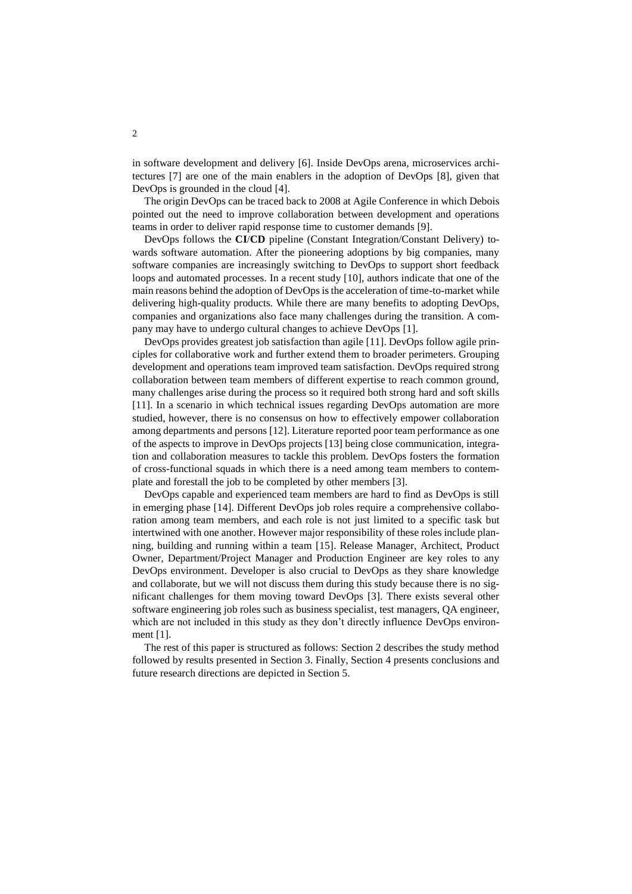in software development and delivery [6]. Inside DevOps arena, microservices architectures [7] are one of the main enablers in the adoption of DevOps [8], given that DevOps is grounded in the cloud [4].

The origin DevOps can be traced back to 2008 at Agile Conference in which Debois pointed out the need to improve collaboration between development and operations teams in order to deliver rapid response time to customer demands [9].

DevOps follows the **CI/CD** pipeline (Constant Integration/Constant Delivery) towards software automation. After the pioneering adoptions by big companies, many software companies are increasingly switching to DevOps to support short feedback loops and automated processes. In a recent study [10], authors indicate that one of the main reasons behind the adoption of DevOps is the acceleration of time-to-market while delivering high-quality products. While there are many benefits to adopting DevOps, companies and organizations also face many challenges during the transition. A company may have to undergo cultural changes to achieve DevOps [1].

DevOps provides greatest job satisfaction than agile [11]. DevOps follow agile principles for collaborative work and further extend them to broader perimeters. Grouping development and operations team improved team satisfaction. DevOps required strong collaboration between team members of different expertise to reach common ground, many challenges arise during the process so it required both strong hard and soft skills [11]. In a scenario in which technical issues regarding DevOps automation are more studied, however, there is no consensus on how to effectively empower collaboration among departments and persons [12]. Literature reported poor team performance as one of the aspects to improve in DevOps projects [13] being close communication, integration and collaboration measures to tackle this problem. DevOps fosters the formation of cross-functional squads in which there is a need among team members to contemplate and forestall the job to be completed by other members [3].

DevOps capable and experienced team members are hard to find as DevOps is still in emerging phase [14]. Different DevOps job roles require a comprehensive collaboration among team members, and each role is not just limited to a specific task but intertwined with one another. However major responsibility of these roles include planning, building and running within a team [15]. Release Manager, Architect, Product Owner, Department/Project Manager and Production Engineer are key roles to any DevOps environment. Developer is also crucial to DevOps as they share knowledge and collaborate, but we will not discuss them during this study because there is no significant challenges for them moving toward DevOps [3]. There exists several other software engineering job roles such as business specialist, test managers, QA engineer, which are not included in this study as they don't directly influence DevOps environment [1].

The rest of this paper is structured as follows: Section 2 describes the study method followed by results presented in Section 3. Finally, Section 4 presents conclusions and future research directions are depicted in Section 5.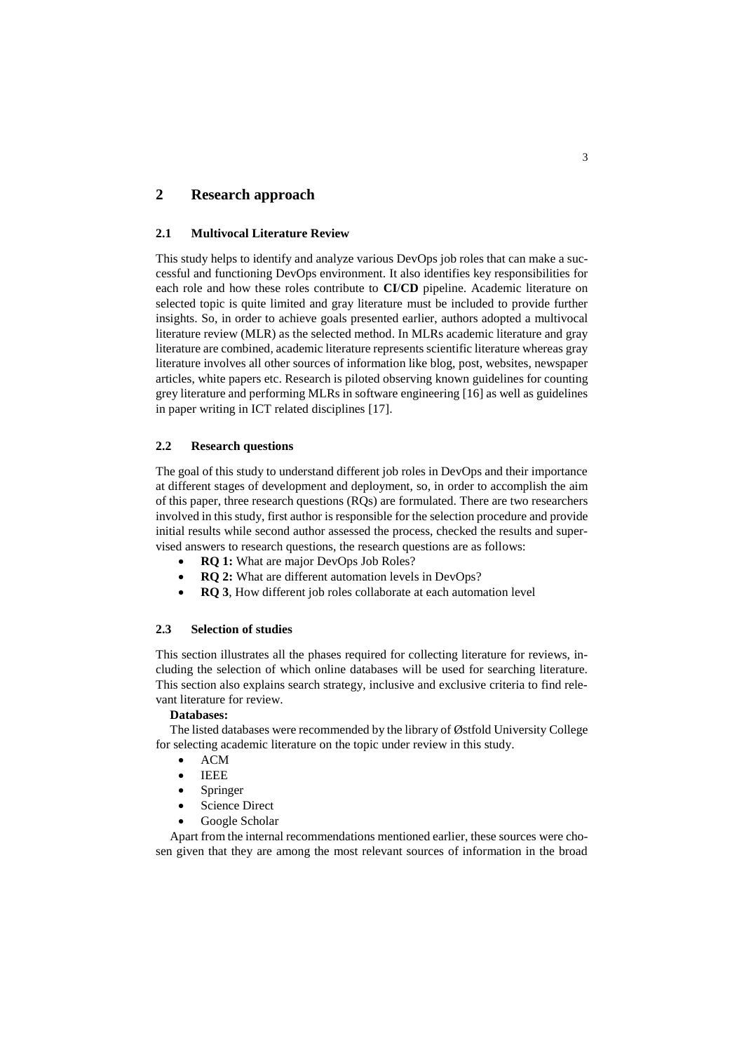## 2 Research approach

### 2.1 Multivocal Literature Review

This study helps to identify and analyze various DevOps job roles that can make a successful and functioning DevOps environment. It also identifies key responsibilities for each role and how these roles contribute to **CI/CD** pipeline. Academic literature on selected topic is quite limited and gray literature must be included to provide further insights. So, in order to achieve goals presented earlier, authors adopted a multivocal literature review (MLR) as the selected method. In MLRs academic literature and gray literature are combined, academic literature represents scientific literature whereas gray literature involves all other sources of information like blog, post, websites, newspaper articles, white papers etc. Research is piloted observing known guidelines for counting grey literature and performing MLRs in software engineering [16] as well as guidelines in paper writing in ICT related disciplines [17].

### 2.2 Research questions

The goal of this study to understand different job roles in DevOps and their importance at different stages of development and deployment, so, in order to accomplish the aim of this paper, three research questions (RQs) are formulated. There are two researchers involved in this study, first author is responsible for the selection procedure and provide initial results while second author assessed the process, checked the results and supervised answers to research questions, the research questions are as follows:

- **RQ 1:** What are major DevOps Job Roles?
- **RQ 2:** What are different automation levels in DevOps?
- **RQ 3**, How different job roles collaborate at each automation level

### 2.3 Selection of studies

This section illustrates all the phases required for collecting literature for reviews, including the selection of which online databases will be used for searching literature. This section also explains search strategy, inclusive and exclusive criteria to find relevant literature for review.

**Databases:**

The listed databases were recommended by the library of Østfold University College for selecting academic literature on the topic under review in this study.

- ACM
- IEEE
- Springer
- Science Direct
- Google Scholar

Apart from the internal recommendations mentioned earlier, these sources were chosen given that they are among the most relevant sources of information in the broad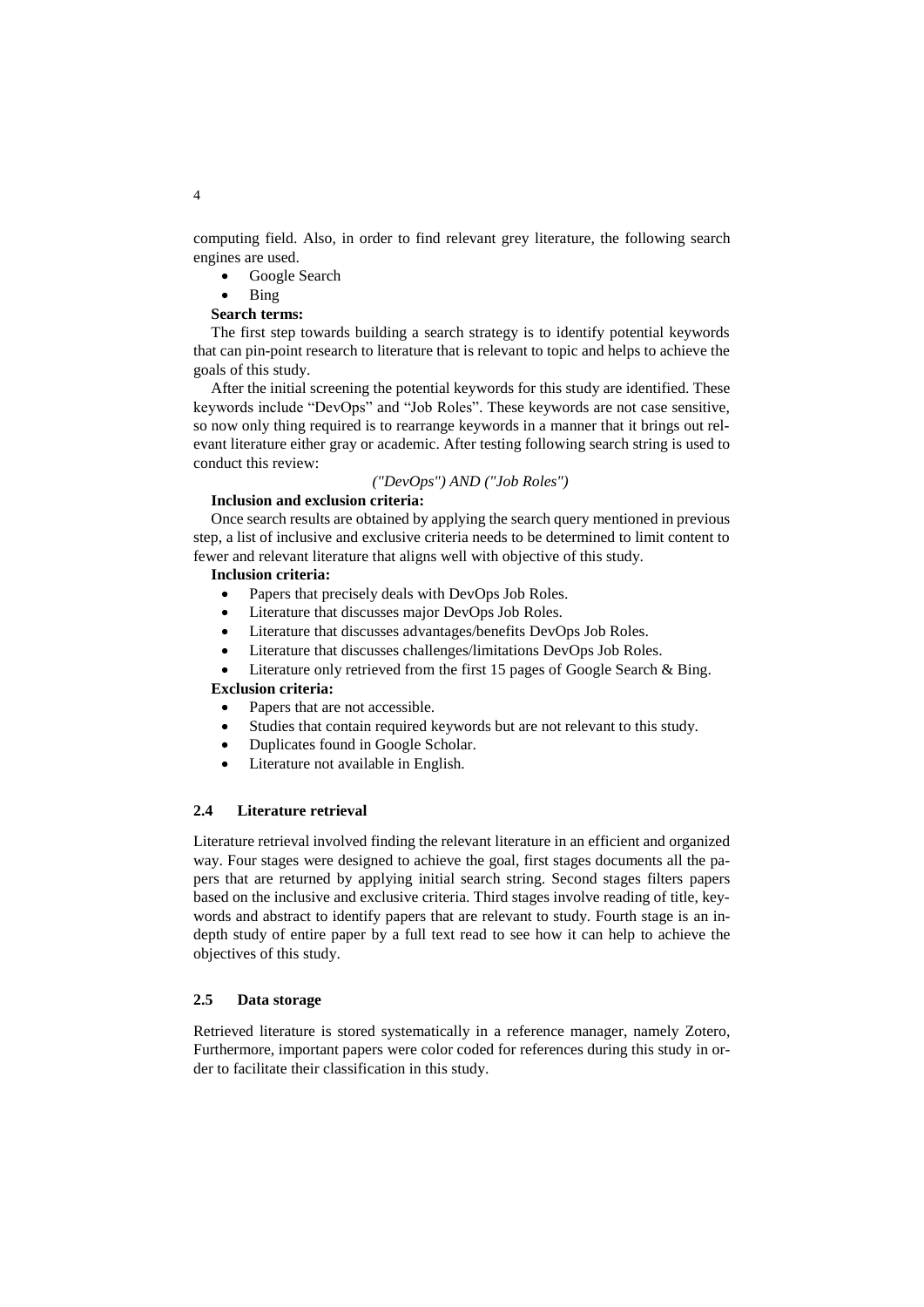computing field. Also, in order to find relevant grey literature, the following search engines are used.

- Google Search
- Bing

**Search terms:**

The first step towards building a search strategy is to identify potential keywords that can pin-point research to literature that is relevant to topic and helps to achieve the goals of this study.

After the initial screening the potential keywords for this study are identified. These keywords include "DevOps" and "Job Roles". These keywords are not case sensitive, so now only thing required is to rearrange keywords in a manner that it brings out relevant literature either gray or academic. After testing following search string is used to conduct this review:

*("DevOps") AND ("Job Roles")*

**Inclusion and exclusion criteria:**

Once search results are obtained by applying the search query mentioned in previous step, a list of inclusive and exclusive criteria needs to be determined to limit content to fewer and relevant literature that aligns well with objective of this study.

**Inclusion criteria:**

- Papers that precisely deals with DevOps Job Roles.
- Literature that discusses major DevOps Job Roles.
- Literature that discusses advantages/benefits DevOps Job Roles.
- Literature that discusses challenges/limitations DevOps Job Roles.
- Literature only retrieved from the first 15 pages of Google Search & Bing.

**Exclusion criteria:**

- Papers that are not accessible.
- Studies that contain required keywords but are not relevant to this study.
- Duplicates found in Google Scholar.
- Literature not available in English.

### 2.4 Literature retrieval

Literature retrieval involved finding the relevant literature in an efficient and organized way. Four stages were designed to achieve the goal, first stages documents all the papers that are returned by applying initial search string. Second stages filters papers based on the inclusive and exclusive criteria. Third stages involve reading of title, keywords and abstract to identify papers that are relevant to study. Fourth stage is an in-depth study of entire paper by a full text read to see how it can help to achieve the objectives of this study.

### 2.5 Data storage

Retrieved literature is stored systematically in a reference manager, namely Zotero, Furthermore, important papers were color coded for references during this study in order to facilitate their classification in this study.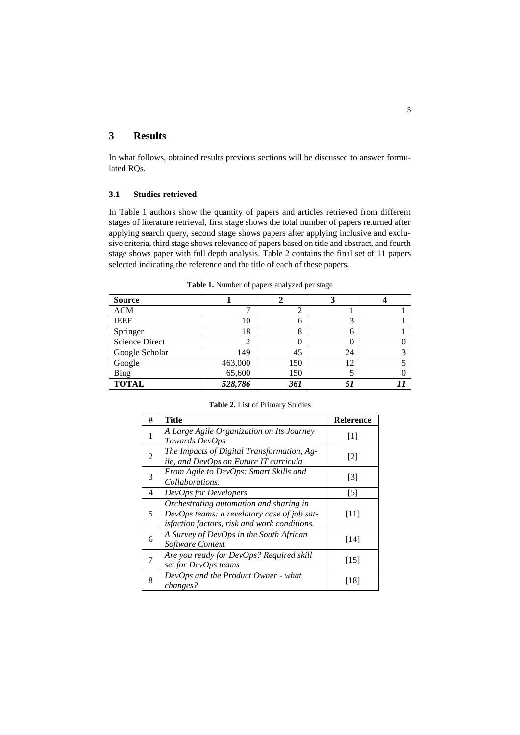## 3 Results

In what follows, obtained results previous sections will be discussed to answer formulated RQs.

### 3.1 Studies retrieved

In Table 1 authors show the quantity of papers and articles retrieved from different stages of literature retrieval, first stage shows the total number of papers returned after applying search query, second stage shows papers after applying inclusive and exclusive criteria, third stage shows relevance of papers based on title and abstract, and fourth stage shows paper with full depth analysis. Table 2 contains the final set of 11 papers selected indicating the reference and the title of each of these papers.

**Table 1.** Number of papers analyzed per stage

| **Source** | **1** | **2** | **3** | **4** |
|---|---|---|---|---|
| ACM | 7 | 2 | 1 | 1 |
| IEEE | 10 | 6 | 3 | 1 |
| Springer | 18 | 8 | 6 | 1 |
| Science Direct | 2 | 0 | 0 | 0 |
| Google Scholar | 149 | 45 | 24 | 3 |
| Google | 463,000 | 150 | 12 | 5 |
| Bing | 65,600 | 150 | 5 | 0 |
| **TOTAL** | ***528,786*** | ***361*** | ***51*** | ***11*** |

**Table 2.** List of Primary Studies

| # | **Title** | **Reference** |
|---|---|---|
| 1 | *A Large Agile Organization on Its Journey Towards DevOps* | [1] |
| 2 | *The Impacts of Digital Transformation, Agile, and DevOps on Future IT curricula* | [2] |
| 3 | *From Agile to DevOps: Smart Skills and Collaborations.* | [3] |
| 4 | *DevOps for Developers* | [5] |
| 5 | *Orchestrating automation and sharing in DevOps teams: a revelatory case of job satisfaction factors, risk and work conditions.* | [11] |
| 6 | *A Survey of DevOps in the South African Software Context* | [14] |
| 7 | *Are you ready for DevOps? Required skill set for DevOps teams* | [15] |
| 8 | *DevOps and the Product Owner - what changes?* | [18] |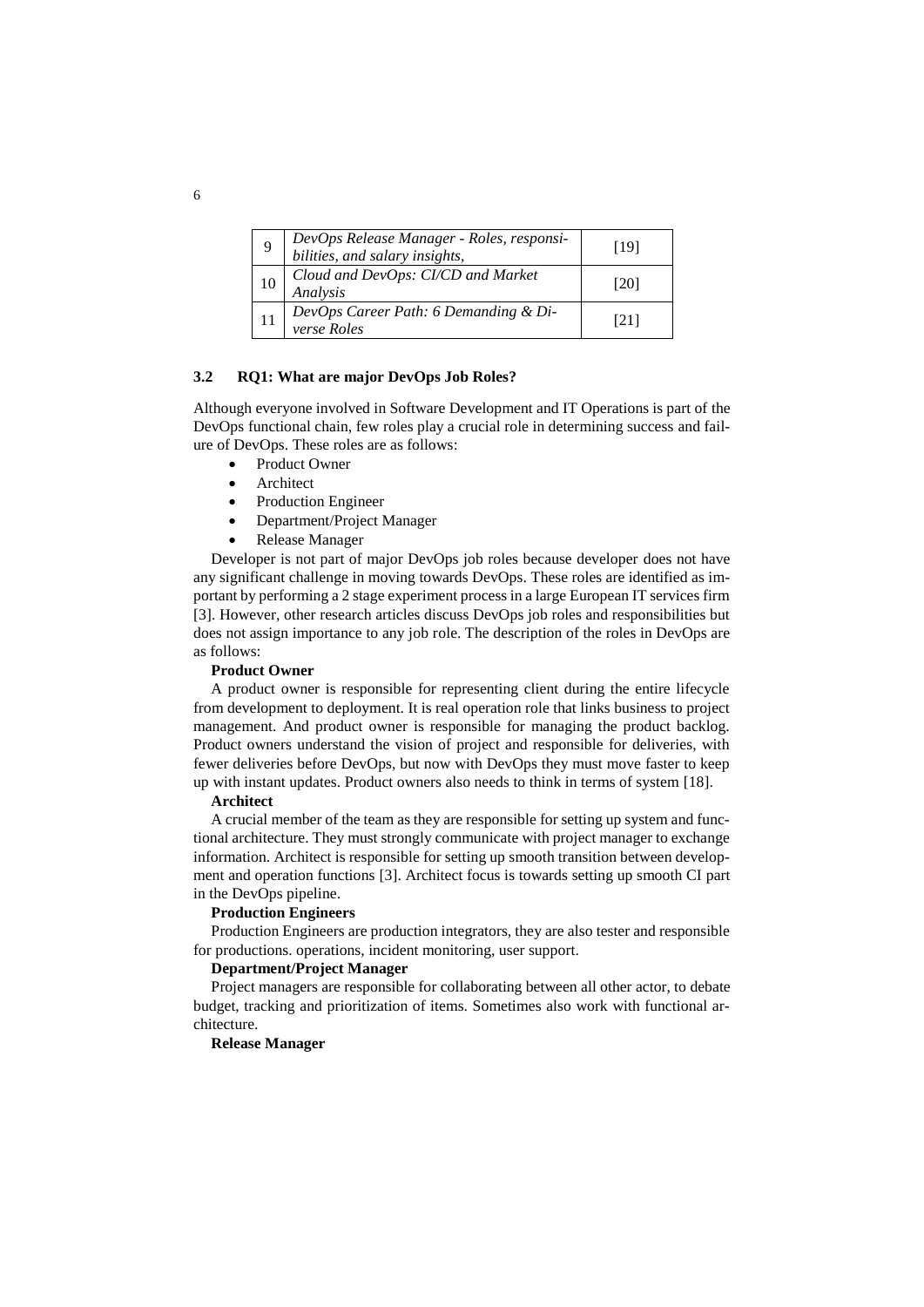| | | |
|---|---|---|
| 9 | *DevOps Release Manager - Roles, responsibilities, and salary insights,* | [19] |
| 10 | *Cloud and DevOps: CI/CD and Market Analysis* | [20] |
| 11 | *DevOps Career Path: 6 Demanding & Diverse Roles* | [21] |

### 3.2 RQ1: What are major DevOps Job Roles?

Although everyone involved in Software Development and IT Operations is part of the DevOps functional chain, few roles play a crucial role in determining success and failure of DevOps. These roles are as follows:

- Product Owner
- Architect
- Production Engineer
- Department/Project Manager
- Release Manager

Developer is not part of major DevOps job roles because developer does not have any significant challenge in moving towards DevOps. These roles are identified as important by performing a 2 stage experiment process in a large European IT services firm [3]. However, other research articles discuss DevOps job roles and responsibilities but does not assign importance to any job role. The description of the roles in DevOps are as follows:

**Product Owner**

A product owner is responsible for representing client during the entire lifecycle from development to deployment. It is real operation role that links business to project management. And product owner is responsible for managing the product backlog. Product owners understand the vision of project and responsible for deliveries, with fewer deliveries before DevOps, but now with DevOps they must move faster to keep up with instant updates. Product owners also needs to think in terms of system [18].

**Architect**

A crucial member of the team as they are responsible for setting up system and functional architecture. They must strongly communicate with project manager to exchange information. Architect is responsible for setting up smooth transition between development and operation functions [3]. Architect focus is towards setting up smooth CI part in the DevOps pipeline.

**Production Engineers**

Production Engineers are production integrators, they are also tester and responsible for productions. operations, incident monitoring, user support.

**Department/Project Manager**

Project managers are responsible for collaborating between all other actor, to debate budget, tracking and prioritization of items. Sometimes also work with functional architecture.

**Release Manager**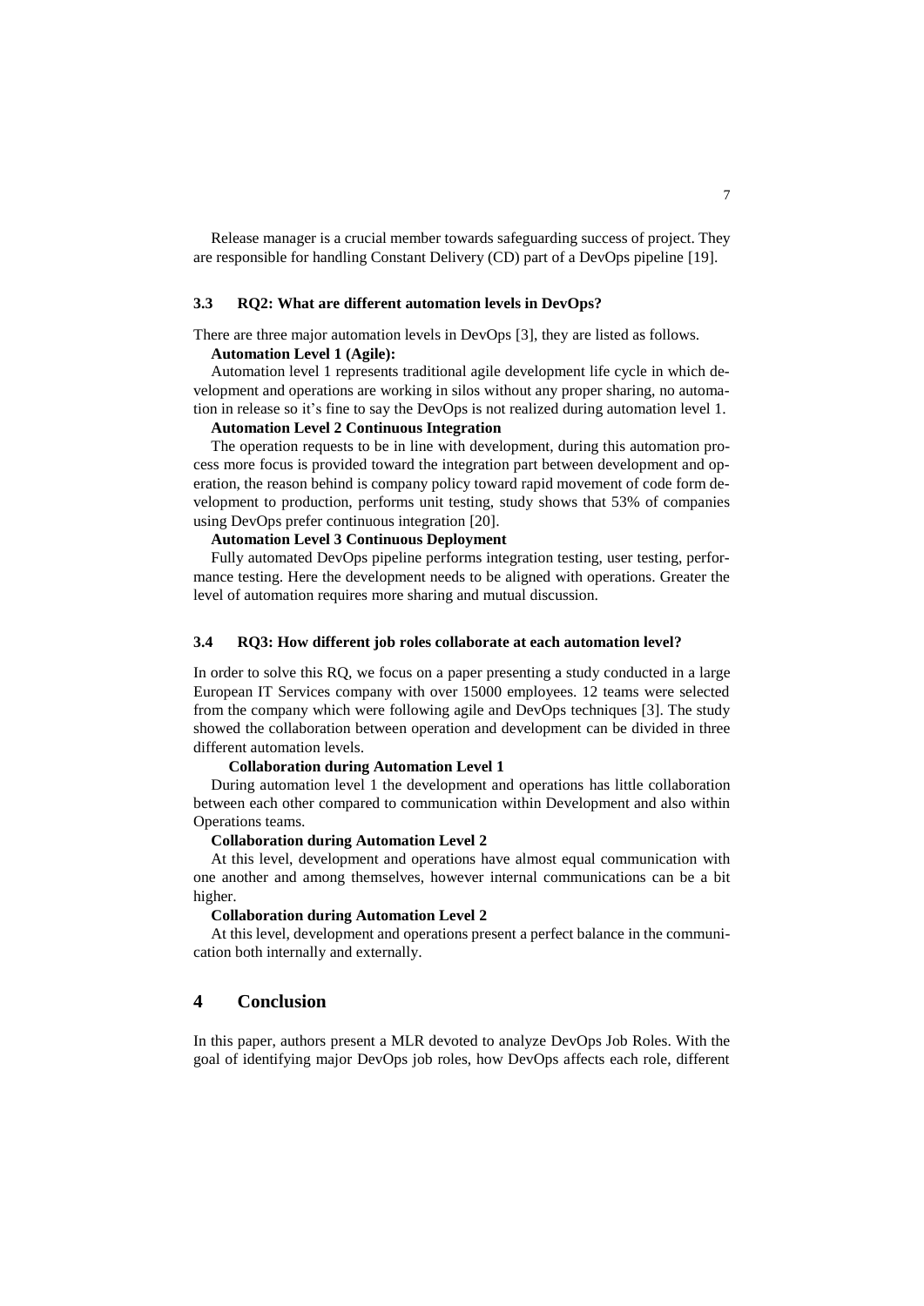Release manager is a crucial member towards safeguarding success of project. They are responsible for handling Constant Delivery (CD) part of a DevOps pipeline [19].

### 3.3 RQ2: What are different automation levels in DevOps?

There are three major automation levels in DevOps [3], they are listed as follows.

**Automation Level 1 (Agile):**

Automation level 1 represents traditional agile development life cycle in which development and operations are working in silos without any proper sharing, no automation in release so it's fine to say the DevOps is not realized during automation level 1.

**Automation Level 2 Continuous Integration**

The operation requests to be in line with development, during this automation process more focus is provided toward the integration part between development and operation, the reason behind is company policy toward rapid movement of code form development to production, performs unit testing, study shows that 53% of companies using DevOps prefer continuous integration [20].

**Automation Level 3 Continuous Deployment**

Fully automated DevOps pipeline performs integration testing, user testing, performance testing. Here the development needs to be aligned with operations. Greater the level of automation requires more sharing and mutual discussion.

### 3.4 RQ3: How different job roles collaborate at each automation level?

In order to solve this RQ, we focus on a paper presenting a study conducted in a large European IT Services company with over 15000 employees. 12 teams were selected from the company which were following agile and DevOps techniques [3]. The study showed the collaboration between operation and development can be divided in three different automation levels.

**Collaboration during Automation Level 1**

During automation level 1 the development and operations has little collaboration between each other compared to communication within Development and also within Operations teams.

**Collaboration during Automation Level 2**

At this level, development and operations have almost equal communication with one another and among themselves, however internal communications can be a bit higher.

**Collaboration during Automation Level 2**

At this level, development and operations present a perfect balance in the communication both internally and externally.

## 4 Conclusion

In this paper, authors present a MLR devoted to analyze DevOps Job Roles. With the goal of identifying major DevOps job roles, how DevOps affects each role, different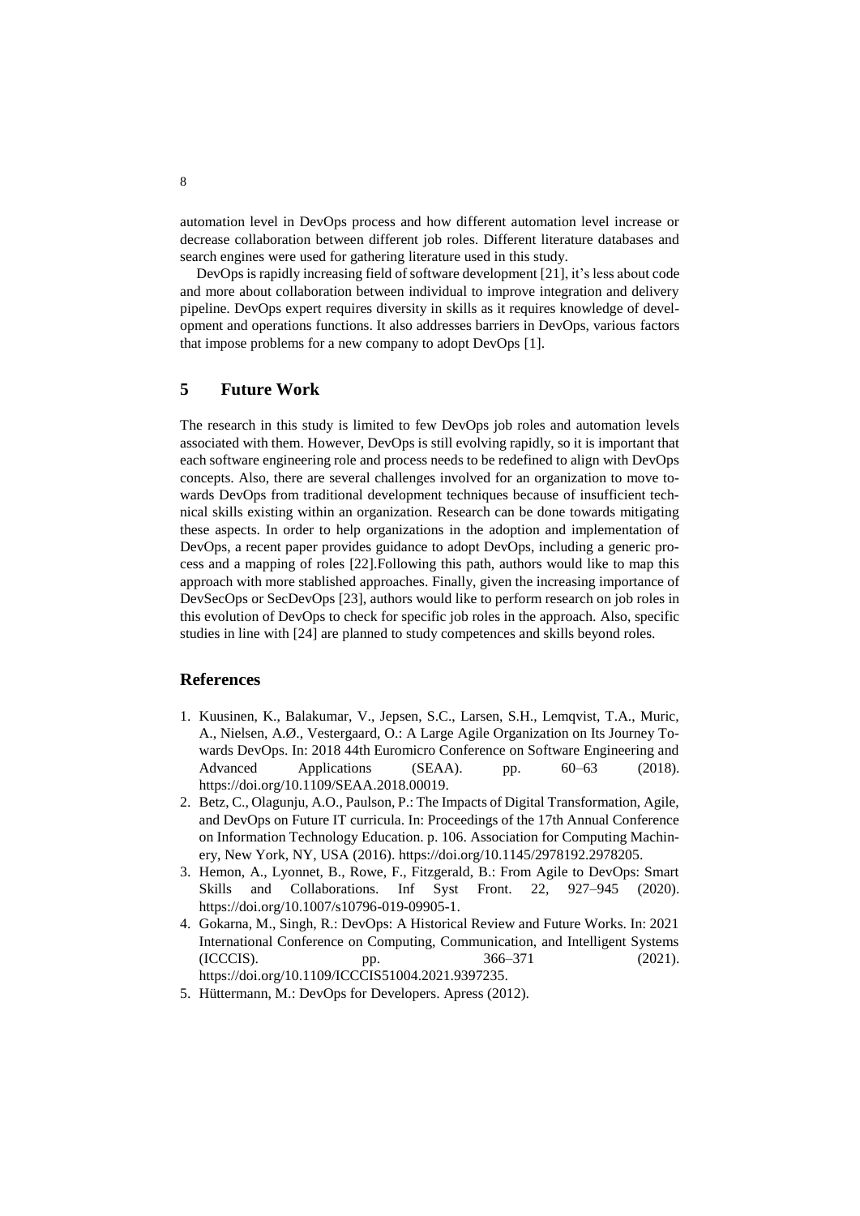automation level in DevOps process and how different automation level increase or decrease collaboration between different job roles. Different literature databases and search engines were used for gathering literature used in this study.

DevOps is rapidly increasing field of software development [21], it's less about code and more about collaboration between individual to improve integration and delivery pipeline. DevOps expert requires diversity in skills as it requires knowledge of development and operations functions. It also addresses barriers in DevOps, various factors that impose problems for a new company to adopt DevOps [1].

## 5 Future Work

The research in this study is limited to few DevOps job roles and automation levels associated with them. However, DevOps is still evolving rapidly, so it is important that each software engineering role and process needs to be redefined to align with DevOps concepts. Also, there are several challenges involved for an organization to move towards DevOps from traditional development techniques because of insufficient technical skills existing within an organization. Research can be done towards mitigating these aspects. In order to help organizations in the adoption and implementation of DevOps, a recent paper provides guidance to adopt DevOps, including a generic process and a mapping of roles [22].Following this path, authors would like to map this approach with more stablished approaches. Finally, given the increasing importance of DevSecOps or SecDevOps [23], authors would like to perform research on job roles in this evolution of DevOps to check for specific job roles in the approach. Also, specific studies in line with [24] are planned to study competences and skills beyond roles.

## References

1. Kuusinen, K., Balakumar, V., Jepsen, S.C., Larsen, S.H., Lemqvist, T.A., Muric, A., Nielsen, A.Ø., Vestergaard, O.: A Large Agile Organization on Its Journey Towards DevOps. In: 2018 44th Euromicro Conference on Software Engineering and Advanced Applications (SEAA). pp. 60–63 (2018). https://doi.org/10.1109/SEAA.2018.00019.
2. Betz, C., Olagunju, A.O., Paulson, P.: The Impacts of Digital Transformation, Agile, and DevOps on Future IT curricula. In: Proceedings of the 17th Annual Conference on Information Technology Education. p. 106. Association for Computing Machinery, New York, NY, USA (2016). https://doi.org/10.1145/2978192.2978205.
3. Hemon, A., Lyonnet, B., Rowe, F., Fitzgerald, B.: From Agile to DevOps: Smart Skills and Collaborations. Inf Syst Front. 22, 927–945 (2020). https://doi.org/10.1007/s10796-019-09905-1.
4. Gokarna, M., Singh, R.: DevOps: A Historical Review and Future Works. In: 2021 International Conference on Computing, Communication, and Intelligent Systems (ICCCIS). pp. 366–371 (2021). https://doi.org/10.1109/ICCCIS51004.2021.9397235.
5. Hüttermann, M.: DevOps for Developers. Apress (2012).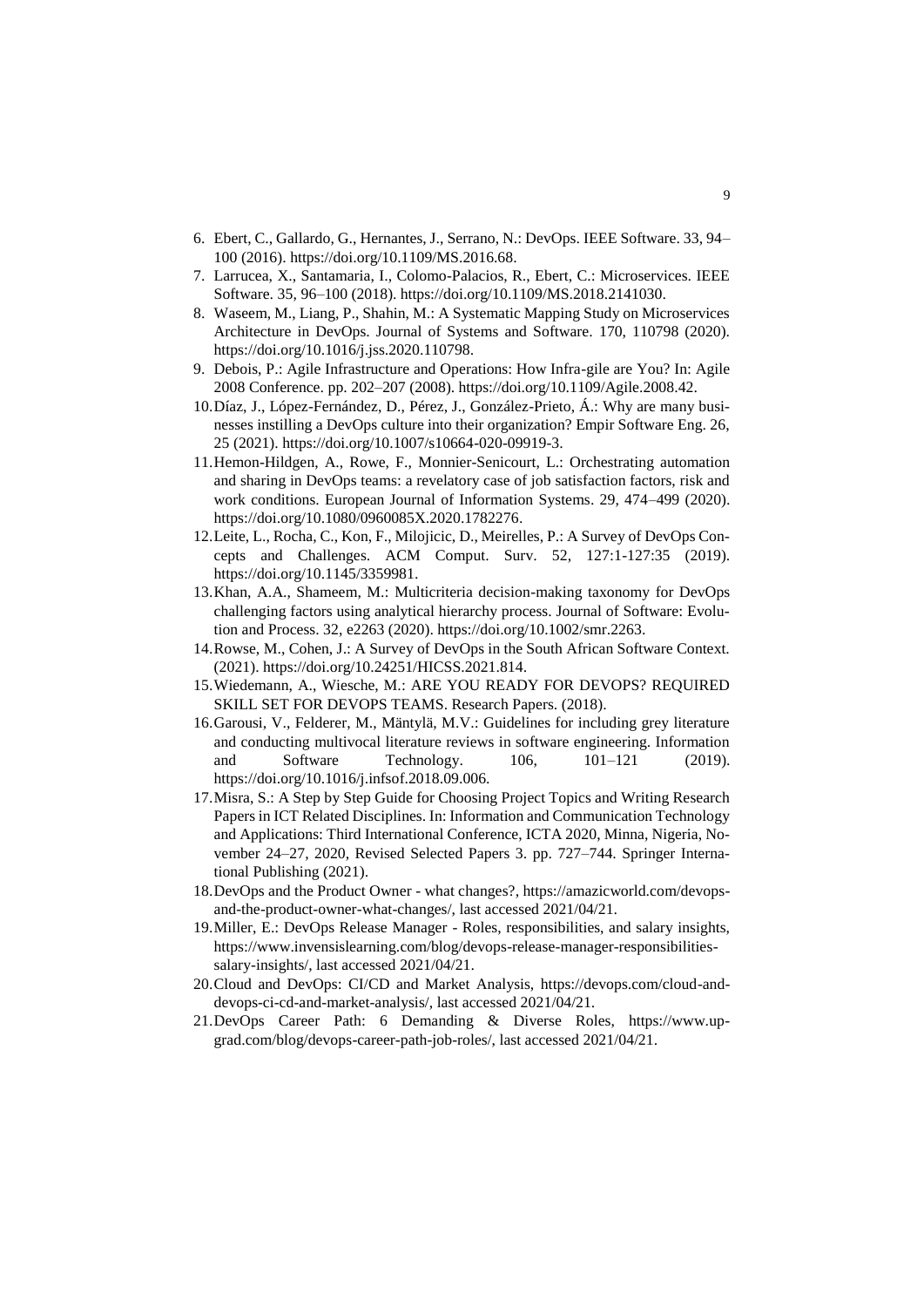6. Ebert, C., Gallardo, G., Hernantes, J., Serrano, N.: DevOps. IEEE Software. 33, 94–100 (2016). https://doi.org/10.1109/MS.2016.68.
7. Larrucea, X., Santamaria, I., Colomo-Palacios, R., Ebert, C.: Microservices. IEEE Software. 35, 96–100 (2018). https://doi.org/10.1109/MS.2018.2141030.
8. Waseem, M., Liang, P., Shahin, M.: A Systematic Mapping Study on Microservices Architecture in DevOps. Journal of Systems and Software. 170, 110798 (2020). https://doi.org/10.1016/j.jss.2020.110798.
9. Debois, P.: Agile Infrastructure and Operations: How Infra-gile are You? In: Agile 2008 Conference. pp. 202–207 (2008). https://doi.org/10.1109/Agile.2008.42.
10. Díaz, J., López-Fernández, D., Pérez, J., González-Prieto, Á.: Why are many businesses instilling a DevOps culture into their organization? Empir Software Eng. 26, 25 (2021). https://doi.org/10.1007/s10664-020-09919-3.
11. Hemon-Hildgen, A., Rowe, F., Monnier-Senicourt, L.: Orchestrating automation and sharing in DevOps teams: a revelatory case of job satisfaction factors, risk and work conditions. European Journal of Information Systems. 29, 474–499 (2020). https://doi.org/10.1080/0960085X.2020.1782276.
12. Leite, L., Rocha, C., Kon, F., Milojicic, D., Meirelles, P.: A Survey of DevOps Concepts and Challenges. ACM Comput. Surv. 52, 127:1-127:35 (2019). https://doi.org/10.1145/3359981.
13. Khan, A.A., Shameem, M.: Multicriteria decision-making taxonomy for DevOps challenging factors using analytical hierarchy process. Journal of Software: Evolution and Process. 32, e2263 (2020). https://doi.org/10.1002/smr.2263.
14. Rowse, M., Cohen, J.: A Survey of DevOps in the South African Software Context. (2021). https://doi.org/10.24251/HICSS.2021.814.
15. Wiedemann, A., Wiesche, M.: ARE YOU READY FOR DEVOPS? REQUIRED SKILL SET FOR DEVOPS TEAMS. Research Papers. (2018).
16. Garousi, V., Felderer, M., Mäntylä, M.V.: Guidelines for including grey literature and conducting multivocal literature reviews in software engineering. Information and Software Technology. 106, 101–121 (2019). https://doi.org/10.1016/j.infsof.2018.09.006.
17. Misra, S.: A Step by Step Guide for Choosing Project Topics and Writing Research Papers in ICT Related Disciplines. In: Information and Communication Technology and Applications: Third International Conference, ICTA 2020, Minna, Nigeria, November 24–27, 2020, Revised Selected Papers 3. pp. 727–744. Springer International Publishing (2021).
18. DevOps and the Product Owner - what changes?, https://amazicworld.com/devops-and-the-product-owner-what-changes/, last accessed 2021/04/21.
19. Miller, E.: DevOps Release Manager - Roles, responsibilities, and salary insights, https://www.invensislearning.com/blog/devops-release-manager-responsibilities-salary-insights/, last accessed 2021/04/21.
20. Cloud and DevOps: CI/CD and Market Analysis, https://devops.com/cloud-and-devops-ci-cd-and-market-analysis/, last accessed 2021/04/21.
21. DevOps Career Path: 6 Demanding & Diverse Roles, https://www.upgrad.com/blog/devops-career-path-job-roles/, last accessed 2021/04/21.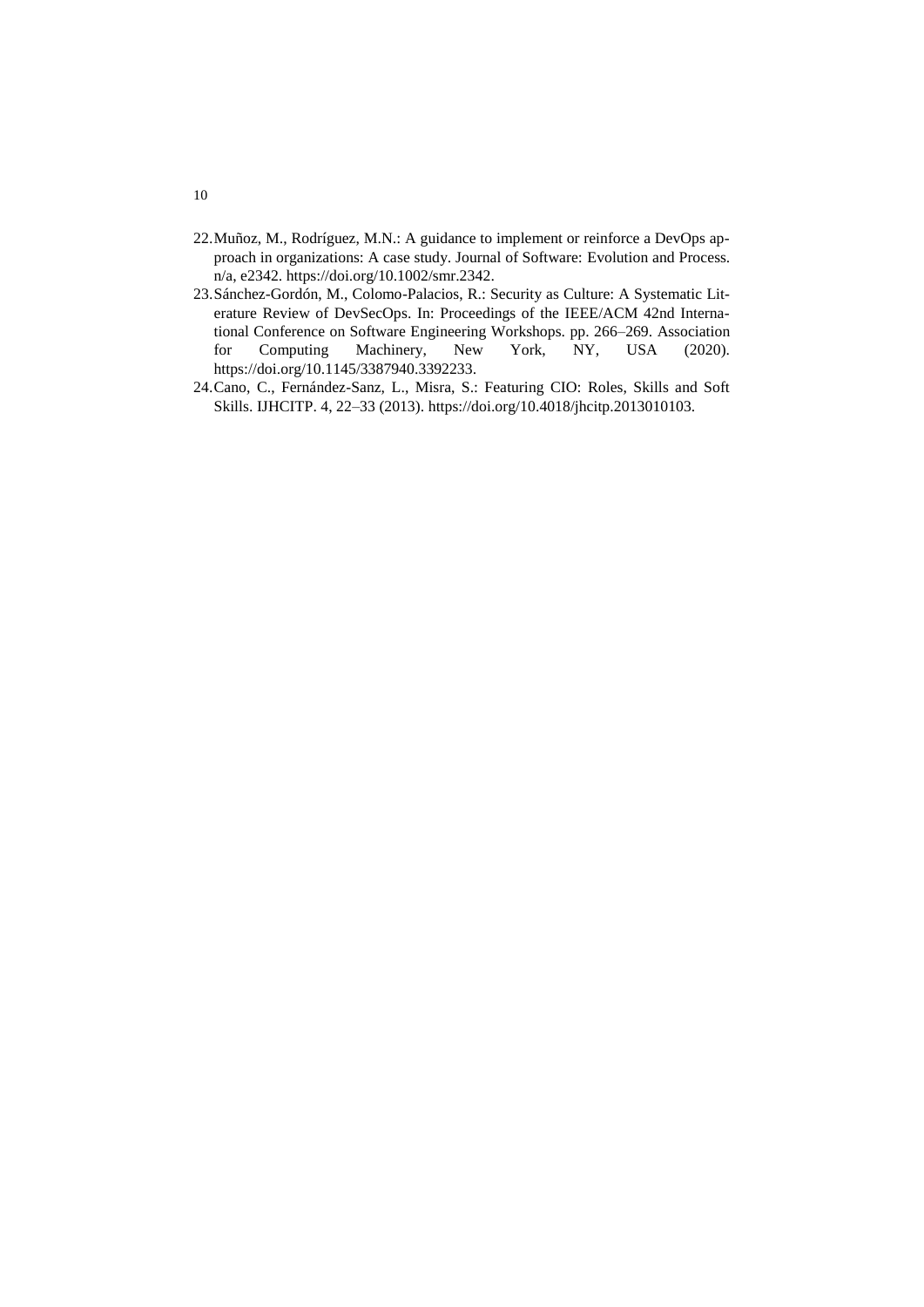22. Muñoz, M., Rodríguez, M.N.: A guidance to implement or reinforce a DevOps approach in organizations: A case study. Journal of Software: Evolution and Process. n/a, e2342. https://doi.org/10.1002/smr.2342.
23. Sánchez-Gordón, M., Colomo-Palacios, R.: Security as Culture: A Systematic Literature Review of DevSecOps. In: Proceedings of the IEEE/ACM 42nd International Conference on Software Engineering Workshops. pp. 266–269. Association for Computing Machinery, New York, NY, USA (2020). https://doi.org/10.1145/3387940.3392233.
24. Cano, C., Fernández-Sanz, L., Misra, S.: Featuring CIO: Roles, Skills and Soft Skills. IJHCITP. 4, 22–33 (2013). https://doi.org/10.4018/jhcitp.2013010103.